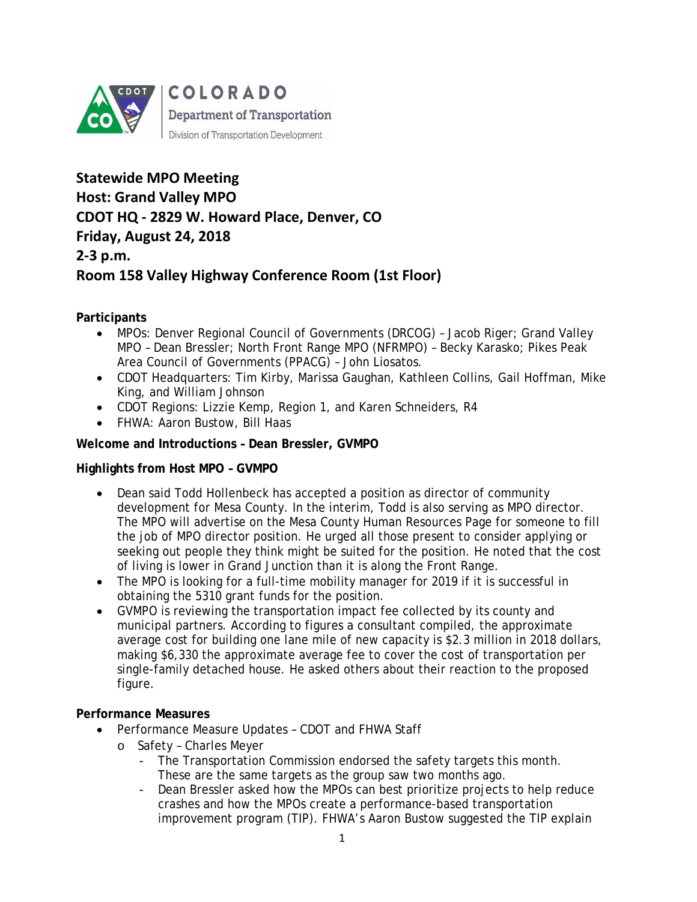COLORADO
Department of Transportation
Division of Transportation Development

**Statewide MPO Meeting**
**Host: Grand Valley MPO**
**CDOT HQ - 2829 W. Howard Place, Denver, CO**
**Friday, August 24, 2018**
**2-3 p.m.**
**Room 158 Valley Highway Conference Room (1st Floor)**

**Participants**

- MPOs: Denver Regional Council of Governments (DRCOG) – Jacob Riger; Grand Valley MPO – Dean Bressler; North Front Range MPO (NFRMPO) – Becky Karasko; Pikes Peak Area Council of Governments (PPACG) – John Liosatos.
- CDOT Headquarters: Tim Kirby, Marissa Gaughan, Kathleen Collins, Gail Hoffman, Mike King, and William Johnson
- CDOT Regions: Lizzie Kemp, Region 1, and Karen Schneiders, R4
- FHWA: Aaron Bustow, Bill Haas

**Welcome and Introductions – Dean Bressler, GVMPO**

**Highlights from Host MPO – GVMPO**

- Dean said Todd Hollenbeck has accepted a position as director of community development for Mesa County. In the interim, Todd is also serving as MPO director. The MPO will advertise on the Mesa County Human Resources Page for someone to fill the job of MPO director position. He urged all those present to consider applying or seeking out people they think might be suited for the position. He noted that the cost of living is lower in Grand Junction than it is along the Front Range.
- The MPO is looking for a full-time mobility manager for 2019 if it is successful in obtaining the 5310 grant funds for the position.
- GVMPO is reviewing the transportation impact fee collected by its county and municipal partners. According to figures a consultant compiled, the approximate average cost for building one lane mile of new capacity is $2.3 million in 2018 dollars, making $6,330 the approximate average fee to cover the cost of transportation per single-family detached house. He asked others about their reaction to the proposed figure.

**Performance Measures**

- Performance Measure Updates – CDOT and FHWA Staff
  - Safety – Charles Meyer
    - The Transportation Commission endorsed the safety targets this month. These are the same targets as the group saw two months ago.
    - Dean Bressler asked how the MPOs can best prioritize projects to help reduce crashes and how the MPOs create a performance-based transportation improvement program (TIP). FHWA's Aaron Bustow suggested the TIP explain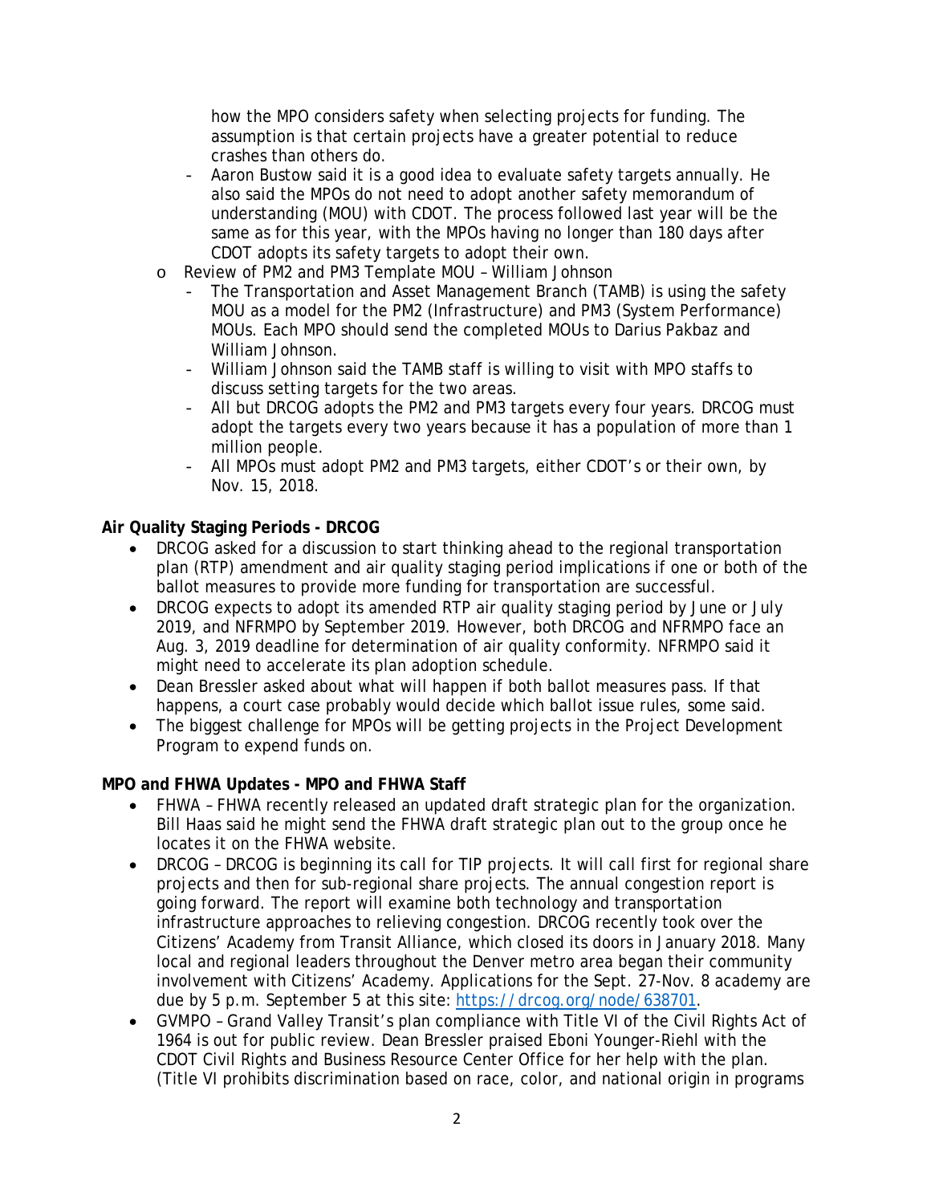how the MPO considers safety when selecting projects for funding. The assumption is that certain projects have a greater potential to reduce crashes than others do.

- Aaron Bustow said it is a good idea to evaluate safety targets annually. He also said the MPOs do not need to adopt another safety memorandum of understanding (MOU) with CDOT. The process followed last year will be the same as for this year, with the MPOs having no longer than 180 days after CDOT adopts its safety targets to adopt their own.

- Review of PM2 and PM3 Template MOU – William Johnson
  - The Transportation and Asset Management Branch (TAMB) is using the safety MOU as a model for the PM2 (Infrastructure) and PM3 (System Performance) MOUs. Each MPO should send the completed MOUs to Darius Pakbaz and William Johnson.
  - William Johnson said the TAMB staff is willing to visit with MPO staffs to discuss setting targets for the two areas.
  - All but DRCOG adopts the PM2 and PM3 targets every four years. DRCOG must adopt the targets every two years because it has a population of more than 1 million people.
  - All MPOs must adopt PM2 and PM3 targets, either CDOT's or their own, by Nov. 15, 2018.

**Air Quality Staging Periods - DRCOG**

- DRCOG asked for a discussion to start thinking ahead to the regional transportation plan (RTP) amendment and air quality staging period implications if one or both of the ballot measures to provide more funding for transportation are successful.
- DRCOG expects to adopt its amended RTP air quality staging period by June or July 2019, and NFRMPO by September 2019. However, both DRCOG and NFRMPO face an Aug. 3, 2019 deadline for determination of air quality conformity. NFRMPO said it might need to accelerate its plan adoption schedule.
- Dean Bressler asked about what will happen if both ballot measures pass. If that happens, a court case probably would decide which ballot issue rules, some said.
- The biggest challenge for MPOs will be getting projects in the Project Development Program to expend funds on.

**MPO and FHWA Updates - MPO and FHWA Staff**

- FHWA – FHWA recently released an updated draft strategic plan for the organization. Bill Haas said he might send the FHWA draft strategic plan out to the group once he locates it on the FHWA website.
- DRCOG – DRCOG is beginning its call for TIP projects. It will call first for regional share projects and then for sub-regional share projects. The annual congestion report is going forward. The report will examine both technology and transportation infrastructure approaches to relieving congestion. DRCOG recently took over the Citizens' Academy from Transit Alliance, which closed its doors in January 2018. Many local and regional leaders throughout the Denver metro area began their community involvement with Citizens' Academy. Applications for the Sept. 27-Nov. 8 academy are due by 5 p.m. September 5 at this site: https://drcog.org/node/638701.
- GVMPO – Grand Valley Transit's plan compliance with Title VI of the Civil Rights Act of 1964 is out for public review. Dean Bressler praised Eboni Younger-Riehl with the CDOT Civil Rights and Business Resource Center Office for her help with the plan. (Title VI prohibits discrimination based on race, color, and national origin in programs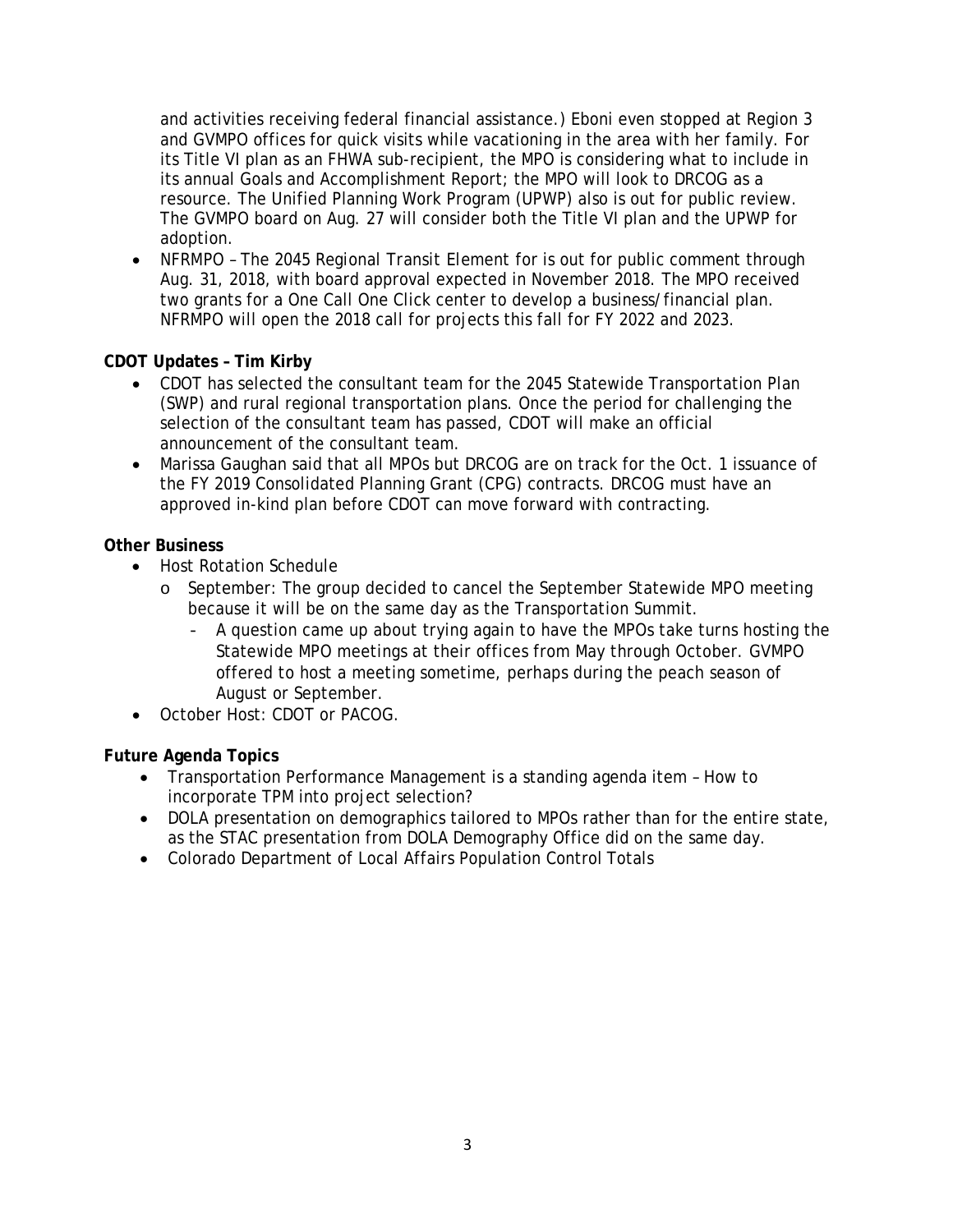and activities receiving federal financial assistance.) Eboni even stopped at Region 3 and GVMPO offices for quick visits while vacationing in the area with her family. For its Title VI plan as an FHWA sub-recipient, the MPO is considering what to include in its annual Goals and Accomplishment Report; the MPO will look to DRCOG as a resource. The Unified Planning Work Program (UPWP) also is out for public review. The GVMPO board on Aug. 27 will consider both the Title VI plan and the UPWP for adoption.

- NFRMPO – The 2045 Regional Transit Element for is out for public comment through Aug. 31, 2018, with board approval expected in November 2018. The MPO received two grants for a One Call One Click center to develop a business/financial plan. NFRMPO will open the 2018 call for projects this fall for FY 2022 and 2023.

**CDOT Updates – Tim Kirby**

- CDOT has selected the consultant team for the 2045 Statewide Transportation Plan (SWP) and rural regional transportation plans. Once the period for challenging the selection of the consultant team has passed, CDOT will make an official announcement of the consultant team.
- Marissa Gaughan said that all MPOs but DRCOG are on track for the Oct. 1 issuance of the FY 2019 Consolidated Planning Grant (CPG) contracts. DRCOG must have an approved in-kind plan before CDOT can move forward with contracting.

**Other Business**

- Host Rotation Schedule
    - September: The group decided to cancel the September Statewide MPO meeting because it will be on the same day as the Transportation Summit.
        - A question came up about trying again to have the MPOs take turns hosting the Statewide MPO meetings at their offices from May through October. GVMPO offered to host a meeting sometime, perhaps during the peach season of August or September.
- October Host: CDOT or PACOG.

**Future Agenda Topics**

- Transportation Performance Management is a standing agenda item – How to incorporate TPM into project selection?
- DOLA presentation on demographics tailored to MPOs rather than for the entire state, as the STAC presentation from DOLA Demography Office did on the same day.
- Colorado Department of Local Affairs Population Control Totals